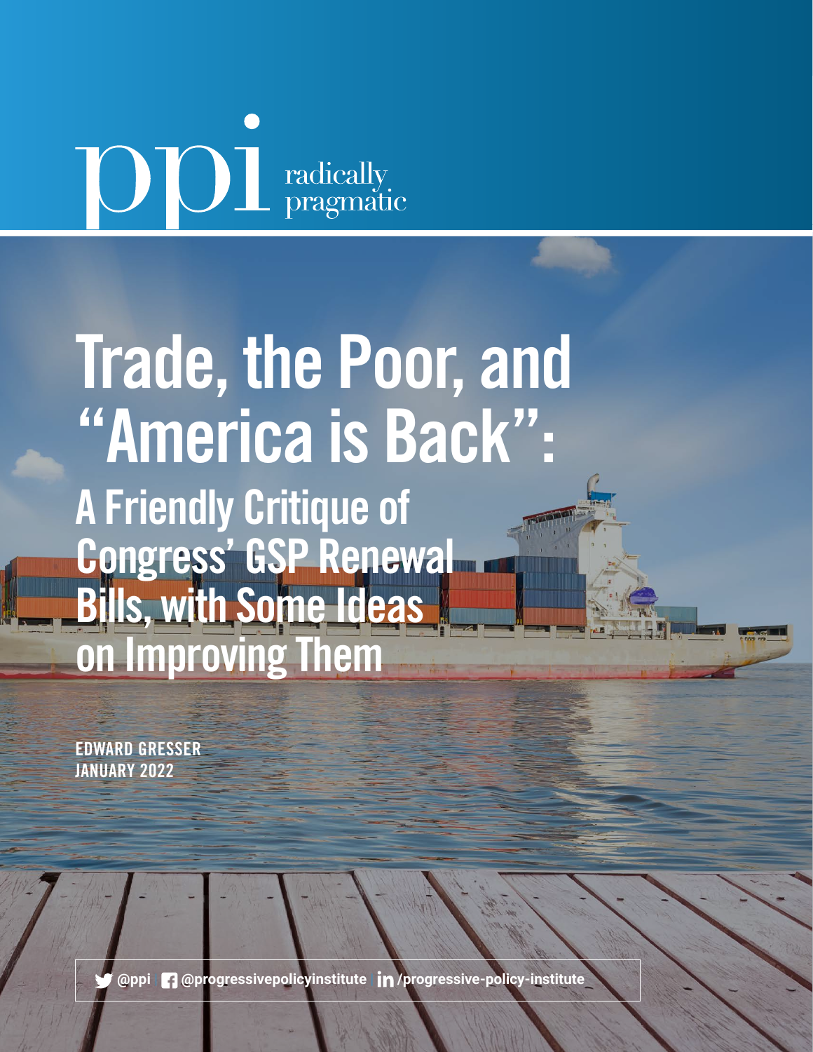ppi radically pragmatic

# Trade, the Poor, and "America is Back":

## A Friendly Critique of Congress' GSP Renewal Bills, with Some Ideas on Improving Them

**EDWARD GRESSER**
**JANUARY 2022**

@ppi | @progressivepolicyinstitute | /progressive-policy-institute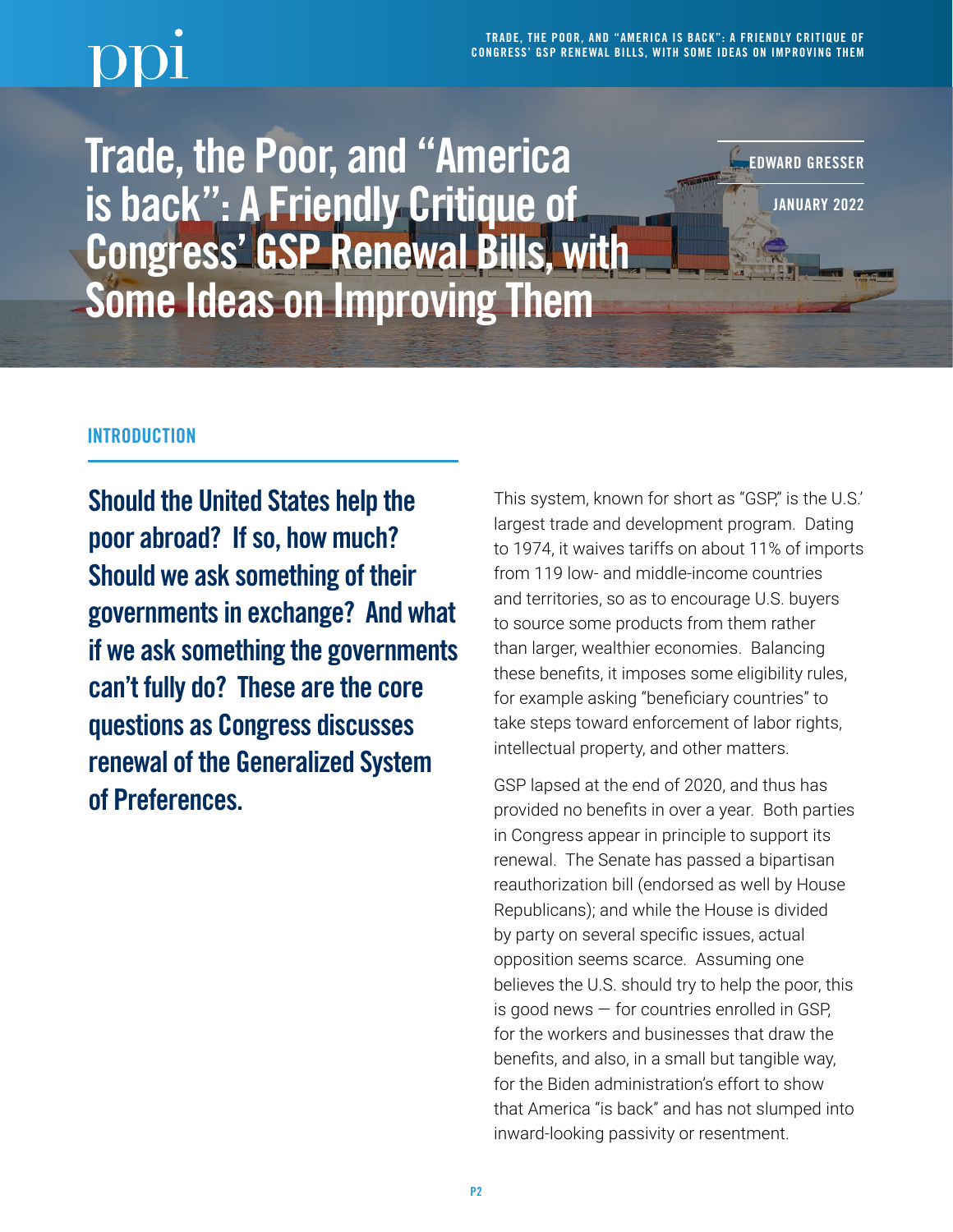# Trade, the Poor, and "America is back": A Friendly Critique of Congress' GSP Renewal Bills, with Some Ideas on Improving Them

EDWARD GRESSER

JANUARY 2022

## INTRODUCTION

**Should the United States help the poor abroad? If so, how much? Should we ask something of their governments in exchange? And what if we ask something the governments can't fully do? These are the core questions as Congress discusses renewal of the Generalized System of Preferences.**

This system, known for short as "GSP," is the U.S.' largest trade and development program. Dating to 1974, it waives tariffs on about 11% of imports from 119 low- and middle-income countries and territories, so as to encourage U.S. buyers to source some products from them rather than larger, wealthier economies. Balancing these benefits, it imposes some eligibility rules, for example asking "beneficiary countries" to take steps toward enforcement of labor rights, intellectual property, and other matters.

GSP lapsed at the end of 2020, and thus has provided no benefits in over a year. Both parties in Congress appear in principle to support its renewal. The Senate has passed a bipartisan reauthorization bill (endorsed as well by House Republicans); and while the House is divided by party on several specific issues, actual opposition seems scarce. Assuming one believes the U.S. should try to help the poor, this is good news — for countries enrolled in GSP, for the workers and businesses that draw the benefits, and also, in a small but tangible way, for the Biden administration's effort to show that America "is back" and has not slumped into inward-looking passivity or resentment.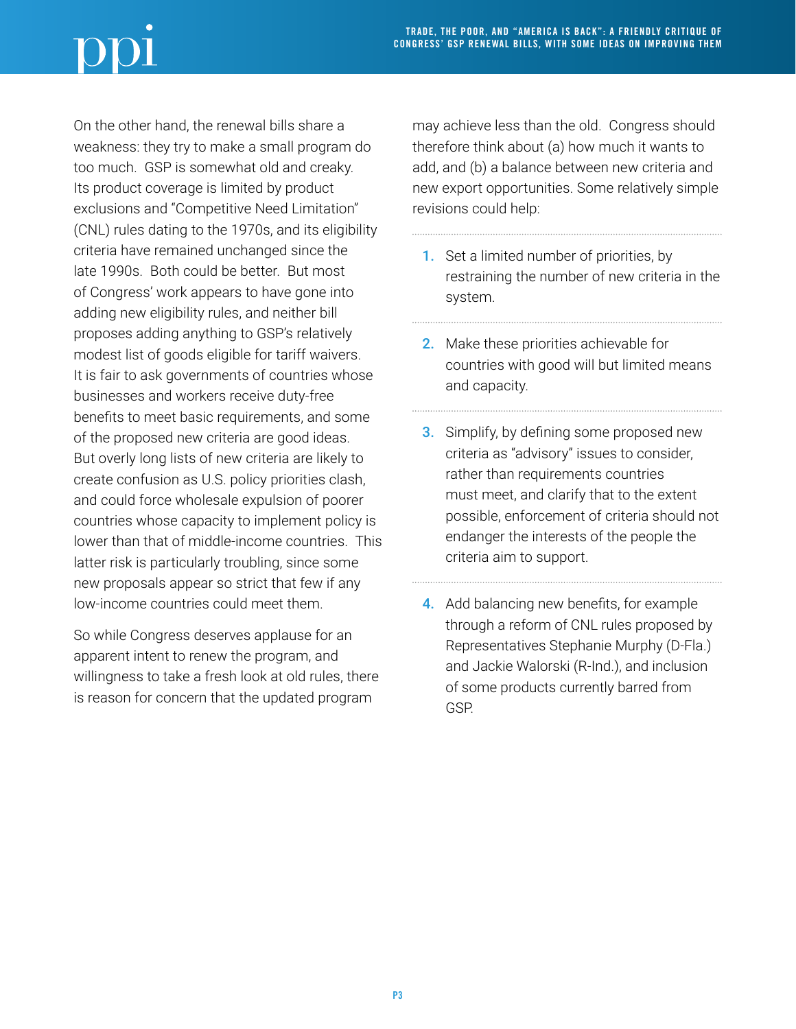On the other hand, the renewal bills share a weakness: they try to make a small program do too much. GSP is somewhat old and creaky. Its product coverage is limited by product exclusions and "Competitive Need Limitation" (CNL) rules dating to the 1970s, and its eligibility criteria have remained unchanged since the late 1990s. Both could be better. But most of Congress' work appears to have gone into adding new eligibility rules, and neither bill proposes adding anything to GSP's relatively modest list of goods eligible for tariff waivers. It is fair to ask governments of countries whose businesses and workers receive duty-free benefits to meet basic requirements, and some of the proposed new criteria are good ideas. But overly long lists of new criteria are likely to create confusion as U.S. policy priorities clash, and could force wholesale expulsion of poorer countries whose capacity to implement policy is lower than that of middle-income countries. This latter risk is particularly troubling, since some new proposals appear so strict that few if any low-income countries could meet them.

So while Congress deserves applause for an apparent intent to renew the program, and willingness to take a fresh look at old rules, there is reason for concern that the updated program may achieve less than the old. Congress should therefore think about (a) how much it wants to add, and (b) a balance between new criteria and new export opportunities. Some relatively simple revisions could help:

1. Set a limited number of priorities, by restraining the number of new criteria in the system.
2. Make these priorities achievable for countries with good will but limited means and capacity.
3. Simplify, by defining some proposed new criteria as "advisory" issues to consider, rather than requirements countries must meet, and clarify that to the extent possible, enforcement of criteria should not endanger the interests of the people the criteria aim to support.
4. Add balancing new benefits, for example through a reform of CNL rules proposed by Representatives Stephanie Murphy (D-Fla.) and Jackie Walorski (R-Ind.), and inclusion of some products currently barred from GSP.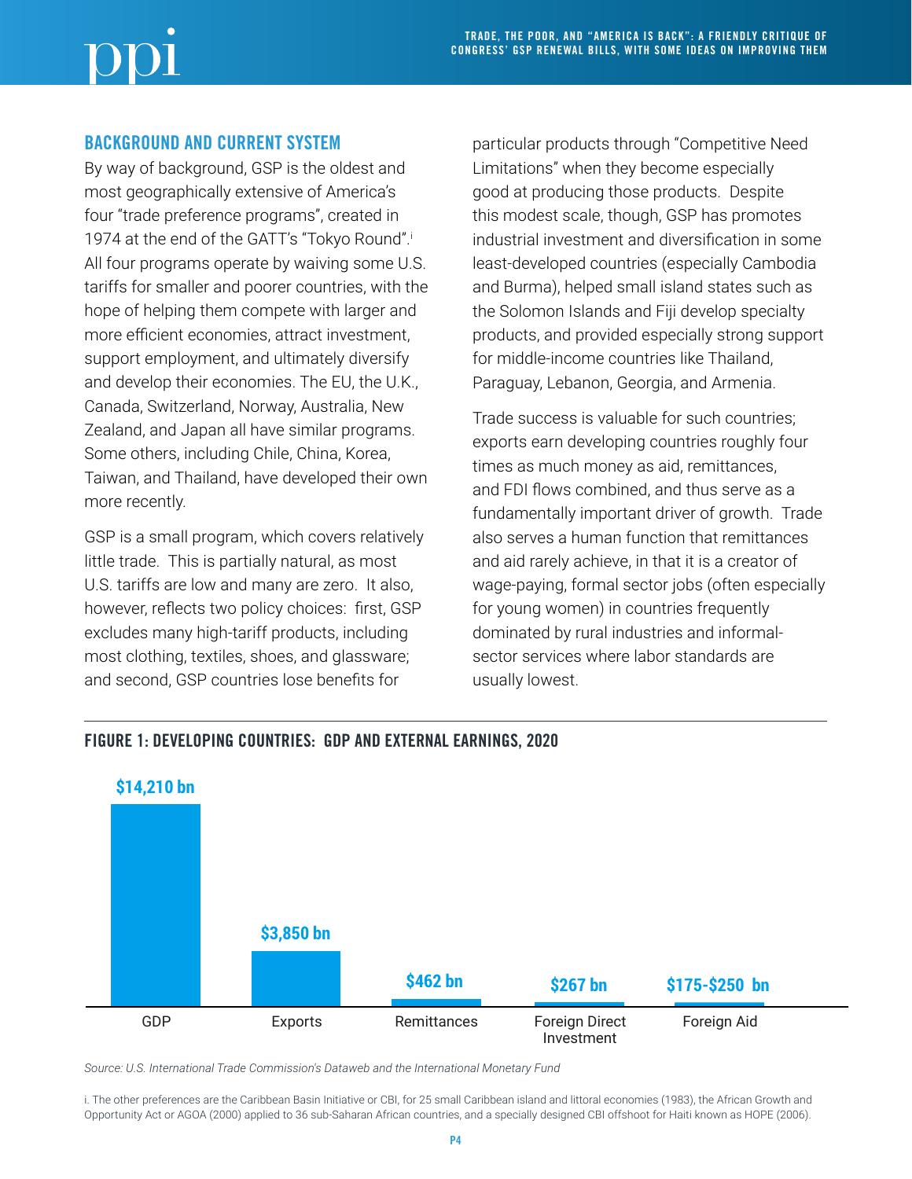## BACKGROUND AND CURRENT SYSTEM

By way of background, GSP is the oldest and most geographically extensive of America's four "trade preference programs", created in 1974 at the end of the GATT's "Tokyo Round".[i] All four programs operate by waiving some U.S. tariffs for smaller and poorer countries, with the hope of helping them compete with larger and more efficient economies, attract investment, support employment, and ultimately diversify and develop their economies. The EU, the U.K., Canada, Switzerland, Norway, Australia, New Zealand, and Japan all have similar programs. Some others, including Chile, China, Korea, Taiwan, and Thailand, have developed their own more recently.

GSP is a small program, which covers relatively little trade. This is partially natural, as most U.S. tariffs are low and many are zero. It also, however, reflects two policy choices: first, GSP excludes many high-tariff products, including most clothing, textiles, shoes, and glassware; and second, GSP countries lose benefits for particular products through "Competitive Need Limitations" when they become especially good at producing those products. Despite this modest scale, though, GSP has promotes industrial investment and diversification in some least-developed countries (especially Cambodia and Burma), helped small island states such as the Solomon Islands and Fiji develop specialty products, and provided especially strong support for middle-income countries like Thailand, Paraguay, Lebanon, Georgia, and Armenia.

Trade success is valuable for such countries; exports earn developing countries roughly four times as much money as aid, remittances, and FDI flows combined, and thus serve as a fundamentally important driver of growth. Trade also serves a human function that remittances and aid rarely achieve, in that it is a creator of wage-paying, formal sector jobs (often especially for young women) in countries frequently dominated by rural industries and informal-sector services where labor standards are usually lowest.

### FIGURE 1: DEVELOPING COUNTRIES: GDP AND EXTERNAL EARNINGS, 2020

| Category | Value |
|---|---|
| GDP | $14,210 bn |
| Exports | $3,850 bn |
| Remittances | $462 bn |
| Foreign Direct Investment | $267 bn |
| Foreign Aid | $175-$250 bn |

*Source: U.S. International Trade Commission's Dataweb and the International Monetary Fund*

i. The other preferences are the Caribbean Basin Initiative or CBI, for 25 small Caribbean island and littoral economies (1983), the African Growth and Opportunity Act or AGOA (2000) applied to 36 sub-Saharan African countries, and a specially designed CBI offshoot for Haiti known as HOPE (2006).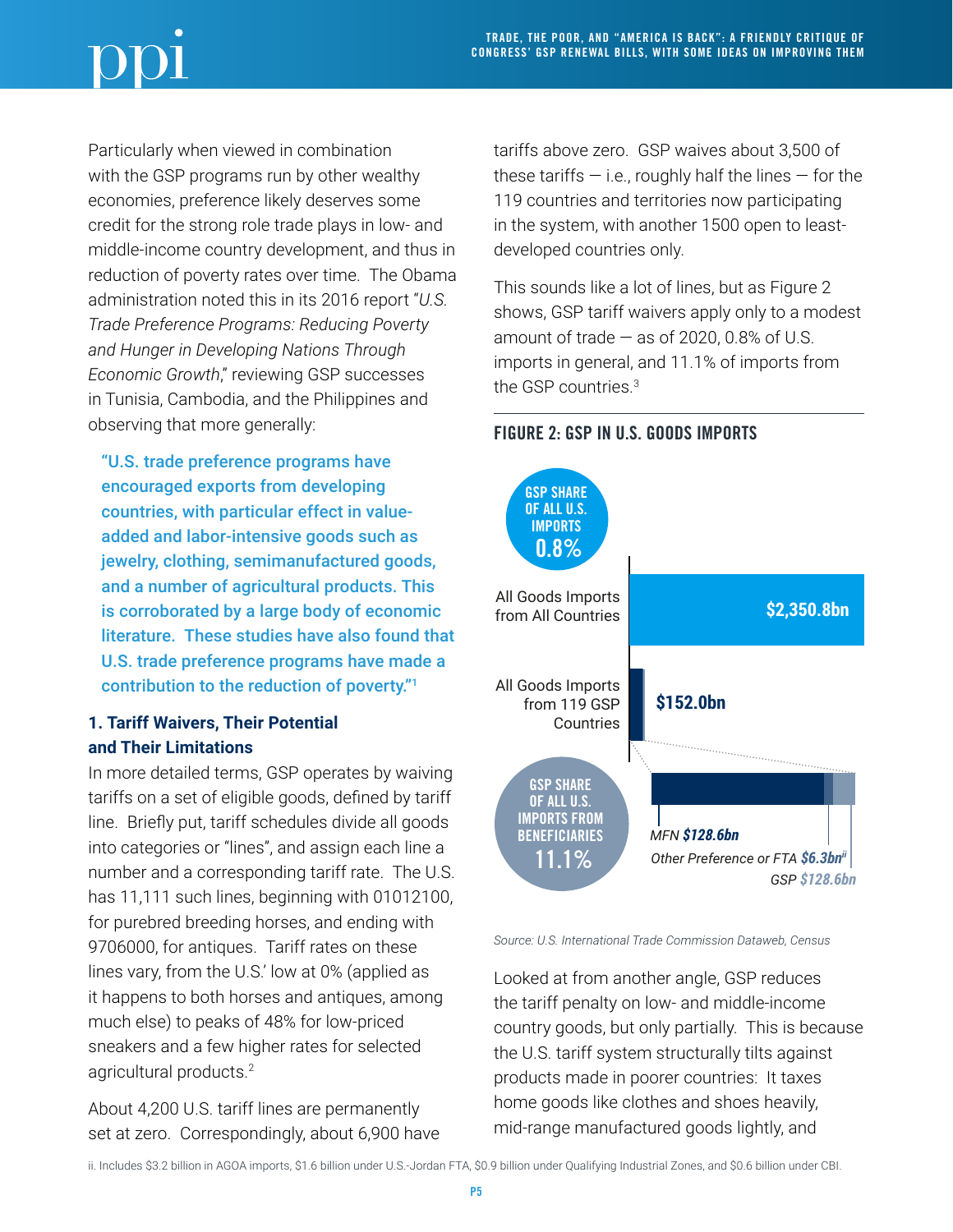Particularly when viewed in combination with the GSP programs run by other wealthy economies, preference likely deserves some credit for the strong role trade plays in low- and middle-income country development, and thus in reduction of poverty rates over time. The Obama administration noted this in its 2016 report "*U.S. Trade Preference Programs: Reducing Poverty and Hunger in Developing Nations Through Economic Growth*," reviewing GSP successes in Tunisia, Cambodia, and the Philippines and observing that more generally:

> **"U.S. trade preference programs have encouraged exports from developing countries, with particular effect in value-added and labor-intensive goods such as jewelry, clothing, semimanufactured goods, and a number of agricultural products. This is corroborated by a large body of economic literature. These studies have also found that U.S. trade preference programs have made a contribution to the reduction of poverty."**[1]

### 1. Tariff Waivers, Their Potential and Their Limitations

In more detailed terms, GSP operates by waiving tariffs on a set of eligible goods, defined by tariff line. Briefly put, tariff schedules divide all goods into categories or "lines", and assign each line a number and a corresponding tariff rate. The U.S. has 11,111 such lines, beginning with 01012100, for purebred breeding horses, and ending with 9706000, for antiques. Tariff rates on these lines vary, from the U.S.' low at 0% (applied as it happens to both horses and antiques, among much else) to peaks of 48% for low-priced sneakers and a few higher rates for selected agricultural products.[2]

About 4,200 U.S. tariff lines are permanently set at zero. Correspondingly, about 6,900 have tariffs above zero. GSP waives about 3,500 of these tariffs — i.e., roughly half the lines — for the 119 countries and territories now participating in the system, with another 1500 open to least-developed countries only.

This sounds like a lot of lines, but as Figure 2 shows, GSP tariff waivers apply only to a modest amount of trade — as of 2020, 0.8% of U.S. imports in general, and 11.1% of imports from the GSP countries.[3]

#### FIGURE 2: GSP IN U.S. GOODS IMPORTS

| Category | Value |
|---|---|
| All Goods Imports from All Countries | $2,350.8bn |
| All Goods Imports from 119 GSP Countries | $152.0bn |
| — MFN | $128.6bn |
| — Other Preference or FTA | $6.3bn[ii] |
| — GSP | $128.6bn |

GSP SHARE OF ALL U.S. IMPORTS: 0.8%

GSP SHARE OF ALL U.S. IMPORTS FROM BENEFICIARIES: 11.1%

*Source: U.S. International Trade Commission Dataweb, Census*

Looked at from another angle, GSP reduces the tariff penalty on low- and middle-income country goods, but only partially. This is because the U.S. tariff system structurally tilts against products made in poorer countries: It taxes home goods like clothes and shoes heavily, mid-range manufactured goods lightly, and

ii. Includes $3.2 billion in AGOA imports, $1.6 billion under U.S.-Jordan FTA, $0.9 billion under Qualifying Industrial Zones, and $0.6 billion under CBI.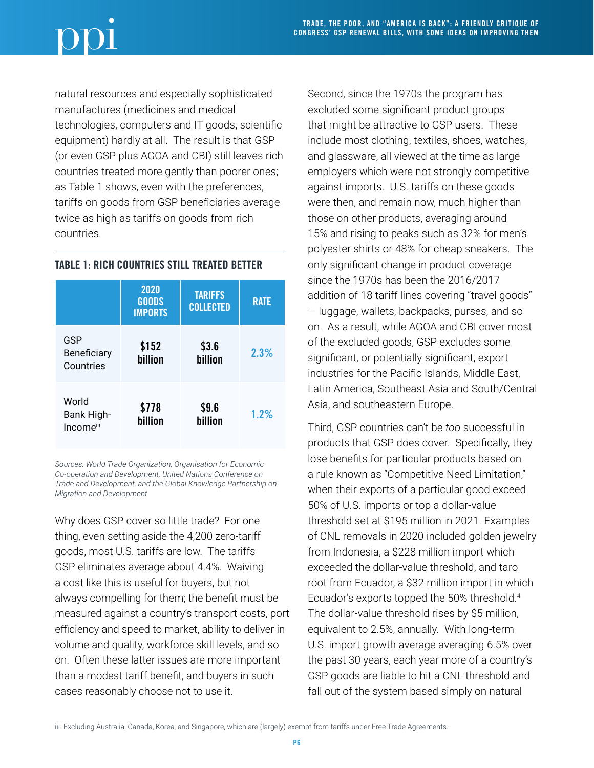natural resources and especially sophisticated manufactures (medicines and medical technologies, computers and IT goods, scientific equipment) hardly at all. The result is that GSP (or even GSP plus AGOA and CBI) still leaves rich countries treated more gently than poorer ones; as Table 1 shows, even with the preferences, tariffs on goods from GSP beneficiaries average twice as high as tariffs on goods from rich countries.

### TABLE 1: RICH COUNTRIES STILL TREATED BETTER

| | 2020 GOODS IMPORTS | TARIFFS COLLECTED | RATE |
|---|---|---|---|
| GSP Beneficiary Countries | **$152 billion** | **$3.6 billion** | 2.3% |
| World Bank High-Income[iii] | **$778 billion** | **$9.6 billion** | 1.2% |

*Sources: World Trade Organization, Organisation for Economic Co-operation and Development, United Nations Conference on Trade and Development, and the Global Knowledge Partnership on Migration and Development*

Why does GSP cover so little trade? For one thing, even setting aside the 4,200 zero-tariff goods, most U.S. tariffs are low. The tariffs GSP eliminates average about 4.4%. Waiving a cost like this is useful for buyers, but not always compelling for them; the benefit must be measured against a country's transport costs, port efficiency and speed to market, ability to deliver in volume and quality, workforce skill levels, and so on. Often these latter issues are more important than a modest tariff benefit, and buyers in such cases reasonably choose not to use it.

Second, since the 1970s the program has excluded some significant product groups that might be attractive to GSP users. These include most clothing, textiles, shoes, watches, and glassware, all viewed at the time as large employers which were not strongly competitive against imports. U.S. tariffs on these goods were then, and remain now, much higher than those on other products, averaging around 15% and rising to peaks such as 32% for men's polyester shirts or 48% for cheap sneakers. The only significant change in product coverage since the 1970s has been the 2016/2017 addition of 18 tariff lines covering "travel goods" — luggage, wallets, backpacks, purses, and so on. As a result, while AGOA and CBI cover most of the excluded goods, GSP excludes some significant, or potentially significant, export industries for the Pacific Islands, Middle East, Latin America, Southeast Asia and South/Central Asia, and southeastern Europe.

Third, GSP countries can't be *too* successful in products that GSP does cover. Specifically, they lose benefits for particular products based on a rule known as "Competitive Need Limitation," when their exports of a particular good exceed 50% of U.S. imports or top a dollar-value threshold set at $195 million in 2021. Examples of CNL removals in 2020 included golden jewelry from Indonesia, a $228 million import which exceeded the dollar-value threshold, and taro root from Ecuador, a $32 million import in which Ecuador's exports topped the 50% threshold.[4] The dollar-value threshold rises by $5 million, equivalent to 2.5%, annually. With long-term U.S. import growth average averaging 6.5% over the past 30 years, each year more of a country's GSP goods are liable to hit a CNL threshold and fall out of the system based simply on natural

iii. Excluding Australia, Canada, Korea, and Singapore, which are (largely) exempt from tariffs under Free Trade Agreements.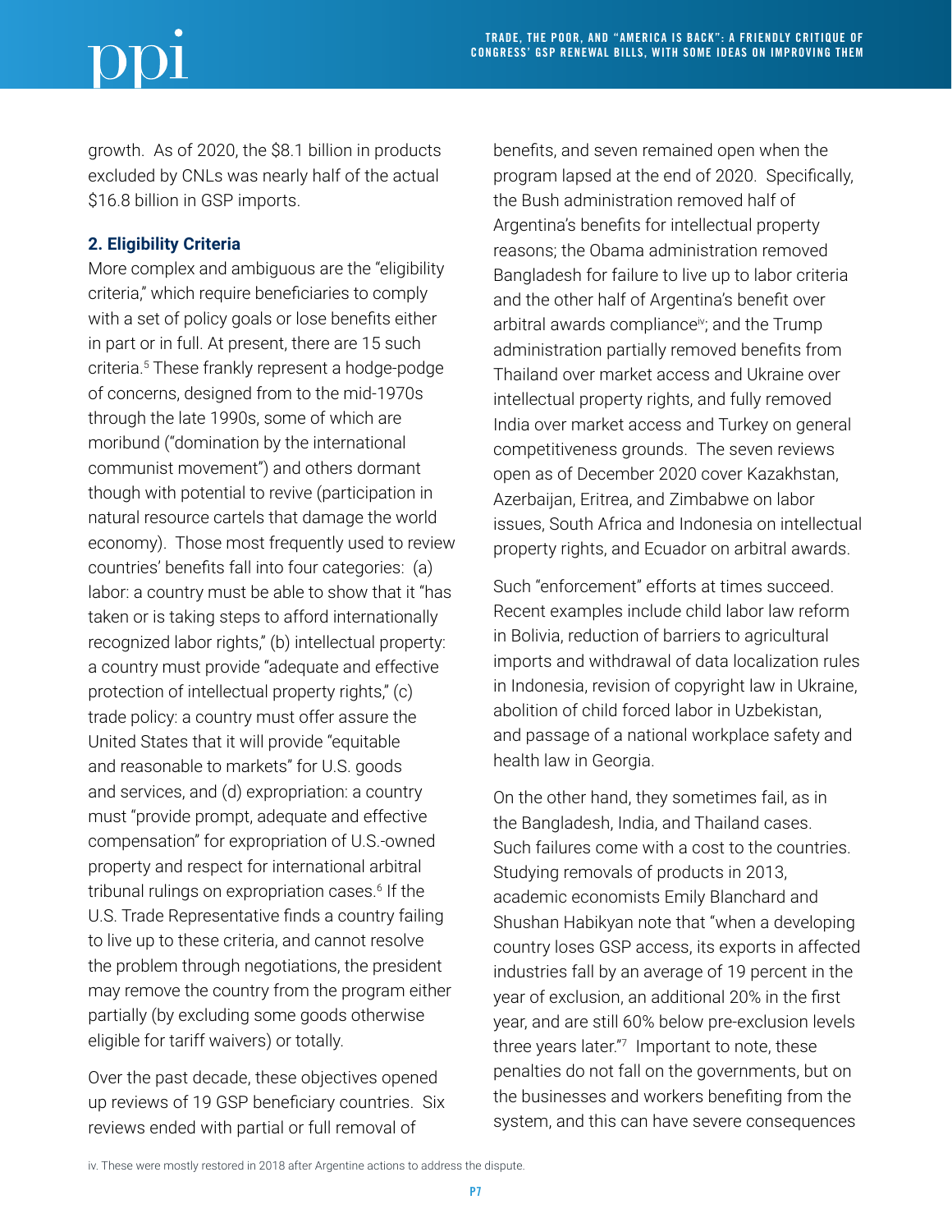growth. As of 2020, the $8.1 billion in products excluded by CNLs was nearly half of the actual $16.8 billion in GSP imports.

**2. Eligibility Criteria**

More complex and ambiguous are the "eligibility criteria," which require beneficiaries to comply with a set of policy goals or lose benefits either in part or in full. At present, there are 15 such criteria.[5] These frankly represent a hodge-podge of concerns, designed from to the mid-1970s through the late 1990s, some of which are moribund ("domination by the international communist movement") and others dormant though with potential to revive (participation in natural resource cartels that damage the world economy). Those most frequently used to review countries' benefits fall into four categories: (a) labor: a country must be able to show that it "has taken or is taking steps to afford internationally recognized labor rights," (b) intellectual property: a country must provide "adequate and effective protection of intellectual property rights," (c) trade policy: a country must offer assure the United States that it will provide "equitable and reasonable to markets" for U.S. goods and services, and (d) expropriation: a country must "provide prompt, adequate and effective compensation" for expropriation of U.S.-owned property and respect for international arbitral tribunal rulings on expropriation cases.[6] If the U.S. Trade Representative finds a country failing to live up to these criteria, and cannot resolve the problem through negotiations, the president may remove the country from the program either partially (by excluding some goods otherwise eligible for tariff waivers) or totally.

Over the past decade, these objectives opened up reviews of 19 GSP beneficiary countries. Six reviews ended with partial or full removal of benefits, and seven remained open when the program lapsed at the end of 2020. Specifically, the Bush administration removed half of Argentina's benefits for intellectual property reasons; the Obama administration removed Bangladesh for failure to live up to labor criteria and the other half of Argentina's benefit over arbitral awards compliance[iv]; and the Trump administration partially removed benefits from Thailand over market access and Ukraine over intellectual property rights, and fully removed India over market access and Turkey on general competitiveness grounds. The seven reviews open as of December 2020 cover Kazakhstan, Azerbaijan, Eritrea, and Zimbabwe on labor issues, South Africa and Indonesia on intellectual property rights, and Ecuador on arbitral awards.

Such "enforcement" efforts at times succeed. Recent examples include child labor law reform in Bolivia, reduction of barriers to agricultural imports and withdrawal of data localization rules in Indonesia, revision of copyright law in Ukraine, abolition of child forced labor in Uzbekistan, and passage of a national workplace safety and health law in Georgia.

On the other hand, they sometimes fail, as in the Bangladesh, India, and Thailand cases. Such failures come with a cost to the countries. Studying removals of products in 2013, academic economists Emily Blanchard and Shushan Habikyan note that "when a developing country loses GSP access, its exports in affected industries fall by an average of 19 percent in the year of exclusion, an additional 20% in the first year, and are still 60% below pre-exclusion levels three years later."[7] Important to note, these penalties do not fall on the governments, but on the businesses and workers benefiting from the system, and this can have severe consequences

iv. These were mostly restored in 2018 after Argentine actions to address the dispute.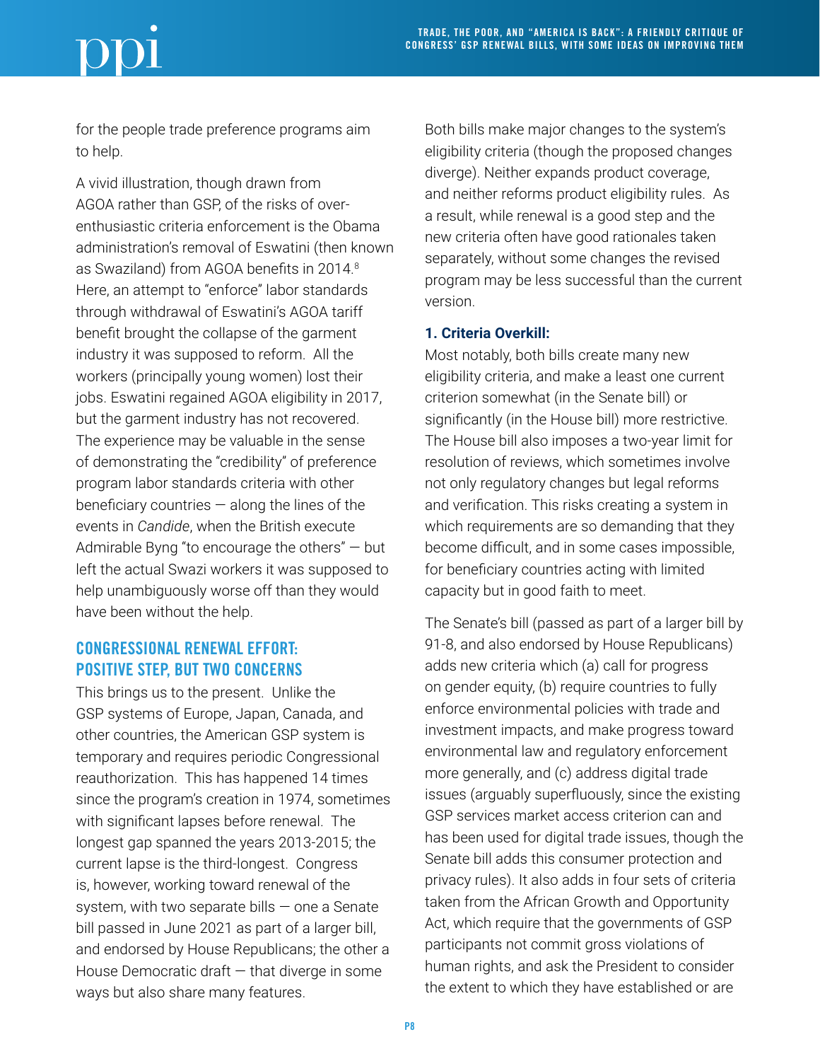for the people trade preference programs aim to help.

A vivid illustration, though drawn from AGOA rather than GSP, of the risks of over-enthusiastic criteria enforcement is the Obama administration's removal of Eswatini (then known as Swaziland) from AGOA benefits in 2014.[8] Here, an attempt to "enforce" labor standards through withdrawal of Eswatini's AGOA tariff benefit brought the collapse of the garment industry it was supposed to reform. All the workers (principally young women) lost their jobs. Eswatini regained AGOA eligibility in 2017, but the garment industry has not recovered. The experience may be valuable in the sense of demonstrating the "credibility" of preference program labor standards criteria with other beneficiary countries — along the lines of the events in *Candide*, when the British execute Admirable Byng "to encourage the others" — but left the actual Swazi workers it was supposed to help unambiguously worse off than they would have been without the help.

## CONGRESSIONAL RENEWAL EFFORT: POSITIVE STEP, BUT TWO CONCERNS

This brings us to the present. Unlike the GSP systems of Europe, Japan, Canada, and other countries, the American GSP system is temporary and requires periodic Congressional reauthorization. This has happened 14 times since the program's creation in 1974, sometimes with significant lapses before renewal. The longest gap spanned the years 2013-2015; the current lapse is the third-longest. Congress is, however, working toward renewal of the system, with two separate bills — one a Senate bill passed in June 2021 as part of a larger bill, and endorsed by House Republicans; the other a House Democratic draft — that diverge in some ways but also share many features.

Both bills make major changes to the system's eligibility criteria (though the proposed changes diverge). Neither expands product coverage, and neither reforms product eligibility rules. As a result, while renewal is a good step and the new criteria often have good rationales taken separately, without some changes the revised program may be less successful than the current version.

### 1. Criteria Overkill:

Most notably, both bills create many new eligibility criteria, and make a least one current criterion somewhat (in the Senate bill) or significantly (in the House bill) more restrictive. The House bill also imposes a two-year limit for resolution of reviews, which sometimes involve not only regulatory changes but legal reforms and verification. This risks creating a system in which requirements are so demanding that they become difficult, and in some cases impossible, for beneficiary countries acting with limited capacity but in good faith to meet.

The Senate's bill (passed as part of a larger bill by 91-8, and also endorsed by House Republicans) adds new criteria which (a) call for progress on gender equity, (b) require countries to fully enforce environmental policies with trade and investment impacts, and make progress toward environmental law and regulatory enforcement more generally, and (c) address digital trade issues (arguably superfluously, since the existing GSP services market access criterion can and has been used for digital trade issues, though the Senate bill adds this consumer protection and privacy rules). It also adds in four sets of criteria taken from the African Growth and Opportunity Act, which require that the governments of GSP participants not commit gross violations of human rights, and ask the President to consider the extent to which they have established or are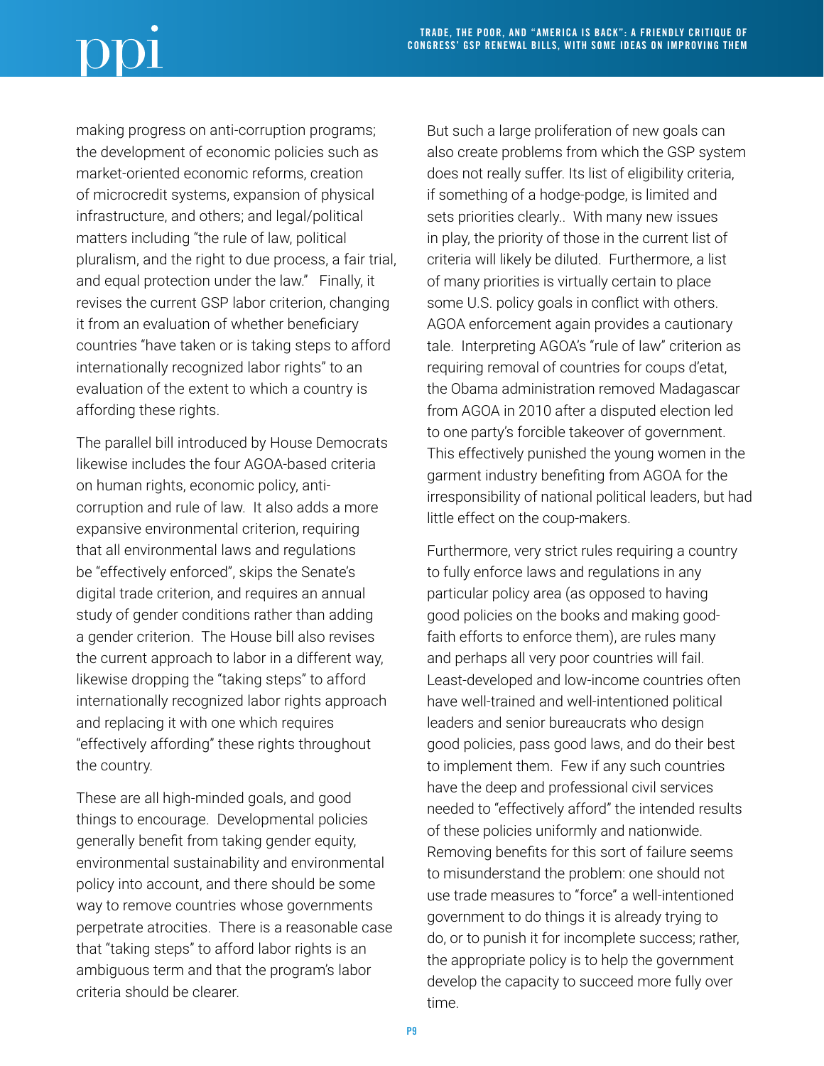making progress on anti-corruption programs; the development of economic policies such as market-oriented economic reforms, creation of microcredit systems, expansion of physical infrastructure, and others; and legal/political matters including "the rule of law, political pluralism, and the right to due process, a fair trial, and equal protection under the law." Finally, it revises the current GSP labor criterion, changing it from an evaluation of whether beneficiary countries "have taken or is taking steps to afford internationally recognized labor rights" to an evaluation of the extent to which a country is affording these rights.

The parallel bill introduced by House Democrats likewise includes the four AGOA-based criteria on human rights, economic policy, anti-corruption and rule of law. It also adds a more expansive environmental criterion, requiring that all environmental laws and regulations be "effectively enforced", skips the Senate's digital trade criterion, and requires an annual study of gender conditions rather than adding a gender criterion. The House bill also revises the current approach to labor in a different way, likewise dropping the "taking steps" to afford internationally recognized labor rights approach and replacing it with one which requires "effectively affording" these rights throughout the country.

These are all high-minded goals, and good things to encourage. Developmental policies generally benefit from taking gender equity, environmental sustainability and environmental policy into account, and there should be some way to remove countries whose governments perpetrate atrocities. There is a reasonable case that "taking steps" to afford labor rights is an ambiguous term and that the program's labor criteria should be clearer.

But such a large proliferation of new goals can also create problems from which the GSP system does not really suffer. Its list of eligibility criteria, if something of a hodge-podge, is limited and sets priorities clearly.. With many new issues in play, the priority of those in the current list of criteria will likely be diluted. Furthermore, a list of many priorities is virtually certain to place some U.S. policy goals in conflict with others. AGOA enforcement again provides a cautionary tale. Interpreting AGOA's "rule of law" criterion as requiring removal of countries for coups d'etat, the Obama administration removed Madagascar from AGOA in 2010 after a disputed election led to one party's forcible takeover of government. This effectively punished the young women in the garment industry benefiting from AGOA for the irresponsibility of national political leaders, but had little effect on the coup-makers.

Furthermore, very strict rules requiring a country to fully enforce laws and regulations in any particular policy area (as opposed to having good policies on the books and making good-faith efforts to enforce them), are rules many and perhaps all very poor countries will fail. Least-developed and low-income countries often have well-trained and well-intentioned political leaders and senior bureaucrats who design good policies, pass good laws, and do their best to implement them. Few if any such countries have the deep and professional civil services needed to "effectively afford" the intended results of these policies uniformly and nationwide. Removing benefits for this sort of failure seems to misunderstand the problem: one should not use trade measures to "force" a well-intentioned government to do things it is already trying to do, or to punish it for incomplete success; rather, the appropriate policy is to help the government develop the capacity to succeed more fully over time.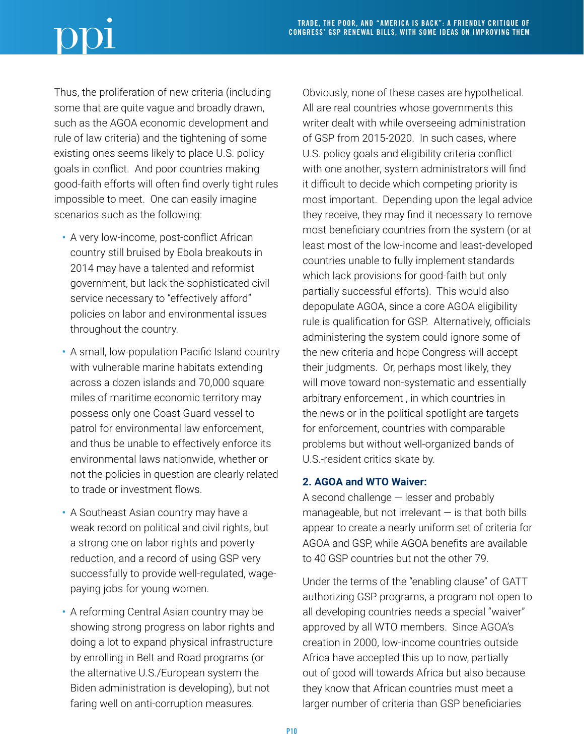Thus, the proliferation of new criteria (including some that are quite vague and broadly drawn, such as the AGOA economic development and rule of law criteria) and the tightening of some existing ones seems likely to place U.S. policy goals in conflict. And poor countries making good-faith efforts will often find overly tight rules impossible to meet. One can easily imagine scenarios such as the following:

- A very low-income, post-conflict African country still bruised by Ebola breakouts in 2014 may have a talented and reformist government, but lack the sophisticated civil service necessary to "effectively afford" policies on labor and environmental issues throughout the country.
- A small, low-population Pacific Island country with vulnerable marine habitats extending across a dozen islands and 70,000 square miles of maritime economic territory may possess only one Coast Guard vessel to patrol for environmental law enforcement, and thus be unable to effectively enforce its environmental laws nationwide, whether or not the policies in question are clearly related to trade or investment flows.
- A Southeast Asian country may have a weak record on political and civil rights, but a strong one on labor rights and poverty reduction, and a record of using GSP very successfully to provide well-regulated, wage-paying jobs for young women.
- A reforming Central Asian country may be showing strong progress on labor rights and doing a lot to expand physical infrastructure by enrolling in Belt and Road programs (or the alternative U.S./European system the Biden administration is developing), but not faring well on anti-corruption measures.

Obviously, none of these cases are hypothetical. All are real countries whose governments this writer dealt with while overseeing administration of GSP from 2015-2020. In such cases, where U.S. policy goals and eligibility criteria conflict with one another, system administrators will find it difficult to decide which competing priority is most important. Depending upon the legal advice they receive, they may find it necessary to remove most beneficiary countries from the system (or at least most of the low-income and least-developed countries unable to fully implement standards which lack provisions for good-faith but only partially successful efforts). This would also depopulate AGOA, since a core AGOA eligibility rule is qualification for GSP. Alternatively, officials administering the system could ignore some of the new criteria and hope Congress will accept their judgments. Or, perhaps most likely, they will move toward non-systematic and essentially arbitrary enforcement , in which countries in the news or in the political spotlight are targets for enforcement, countries with comparable problems but without well-organized bands of U.S.-resident critics skate by.

**2. AGOA and WTO Waiver:**

A second challenge — lesser and probably manageable, but not irrelevant — is that both bills appear to create a nearly uniform set of criteria for AGOA and GSP, while AGOA benefits are available to 40 GSP countries but not the other 79.

Under the terms of the "enabling clause" of GATT authorizing GSP programs, a program not open to all developing countries needs a special "waiver" approved by all WTO members. Since AGOA's creation in 2000, low-income countries outside Africa have accepted this up to now, partially out of good will towards Africa but also because they know that African countries must meet a larger number of criteria than GSP beneficiaries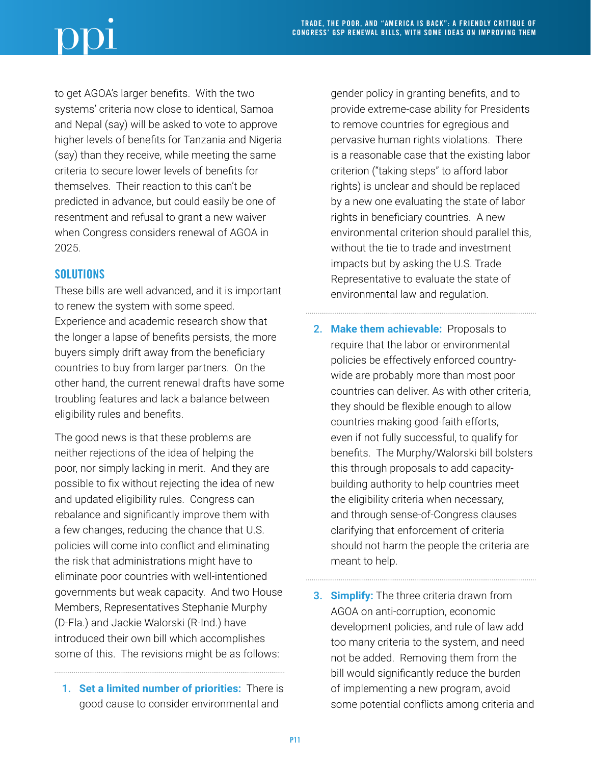to get AGOA's larger benefits. With the two systems' criteria now close to identical, Samoa and Nepal (say) will be asked to vote to approve higher levels of benefits for Tanzania and Nigeria (say) than they receive, while meeting the same criteria to secure lower levels of benefits for themselves. Their reaction to this can't be predicted in advance, but could easily be one of resentment and refusal to grant a new waiver when Congress considers renewal of AGOA in 2025.

## SOLUTIONS

These bills are well advanced, and it is important to renew the system with some speed. Experience and academic research show that the longer a lapse of benefits persists, the more buyers simply drift away from the beneficiary countries to buy from larger partners. On the other hand, the current renewal drafts have some troubling features and lack a balance between eligibility rules and benefits.

The good news is that these problems are neither rejections of the idea of helping the poor, nor simply lacking in merit. And they are possible to fix without rejecting the idea of new and updated eligibility rules. Congress can rebalance and significantly improve them with a few changes, reducing the chance that U.S. policies will come into conflict and eliminating the risk that administrations might have to eliminate poor countries with well-intentioned governments but weak capacity. And two House Members, Representatives Stephanie Murphy (D-Fla.) and Jackie Walorski (R-Ind.) have introduced their own bill which accomplishes some of this. The revisions might be as follows:

1. **Set a limited number of priorities:** There is good cause to consider environmental and gender policy in granting benefits, and to provide extreme-case ability for Presidents to remove countries for egregious and pervasive human rights violations. There is a reasonable case that the existing labor criterion ("taking steps" to afford labor rights) is unclear and should be replaced by a new one evaluating the state of labor rights in beneficiary countries. A new environmental criterion should parallel this, without the tie to trade and investment impacts but by asking the U.S. Trade Representative to evaluate the state of environmental law and regulation.

2. **Make them achievable:** Proposals to require that the labor or environmental policies be effectively enforced country-wide are probably more than most poor countries can deliver. As with other criteria, they should be flexible enough to allow countries making good-faith efforts, even if not fully successful, to qualify for benefits. The Murphy/Walorski bill bolsters this through proposals to add capacity-building authority to help countries meet the eligibility criteria when necessary, and through sense-of-Congress clauses clarifying that enforcement of criteria should not harm the people the criteria are meant to help.

3. **Simplify:** The three criteria drawn from AGOA on anti-corruption, economic development policies, and rule of law add too many criteria to the system, and need not be added. Removing them from the bill would significantly reduce the burden of implementing a new program, avoid some potential conflicts among criteria and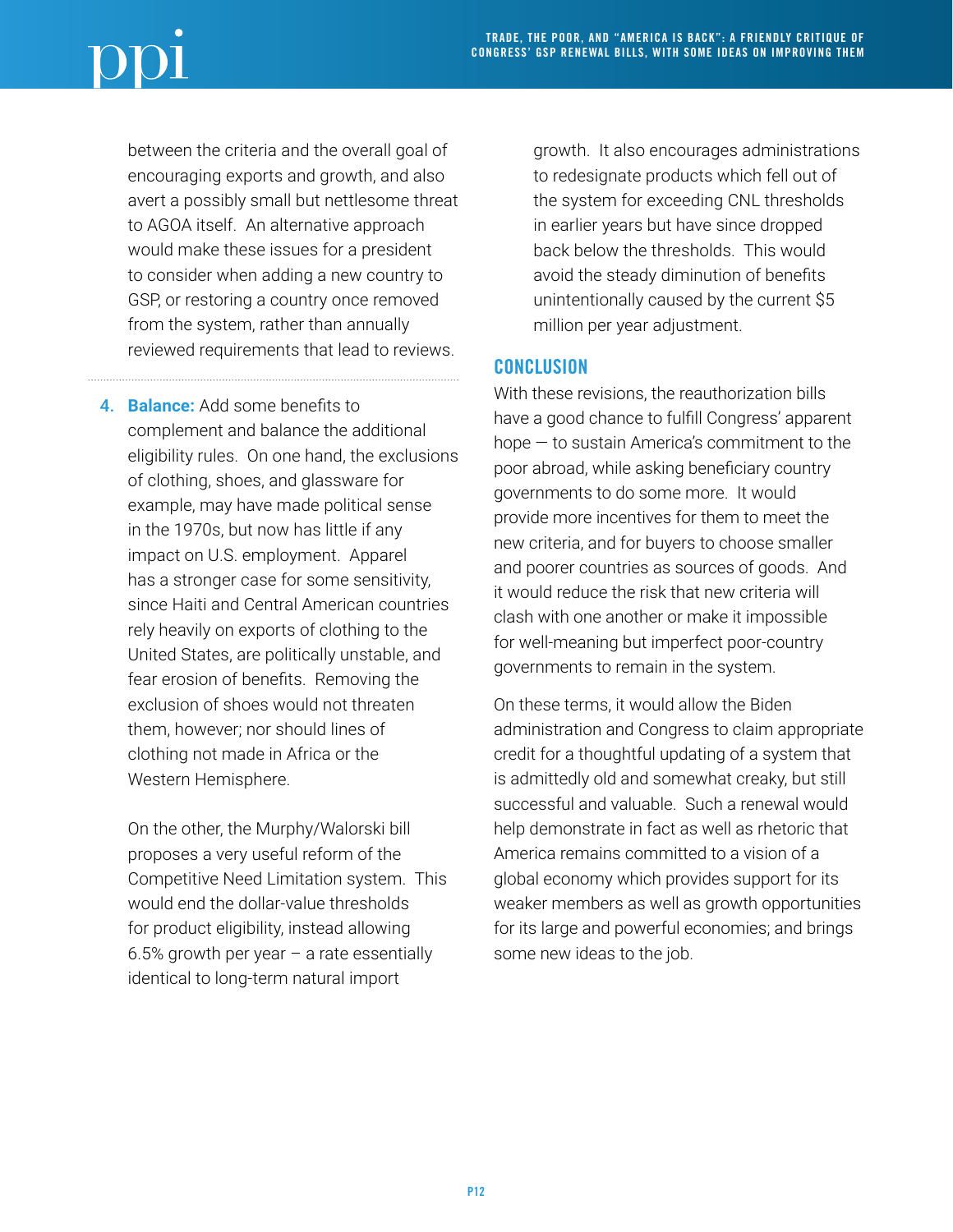between the criteria and the overall goal of encouraging exports and growth, and also avert a possibly small but nettlesome threat to AGOA itself. An alternative approach would make these issues for a president to consider when adding a new country to GSP, or restoring a country once removed from the system, rather than annually reviewed requirements that lead to reviews.

4. **Balance:** Add some benefits to complement and balance the additional eligibility rules. On one hand, the exclusions of clothing, shoes, and glassware for example, may have made political sense in the 1970s, but now has little if any impact on U.S. employment. Apparel has a stronger case for some sensitivity, since Haiti and Central American countries rely heavily on exports of clothing to the United States, are politically unstable, and fear erosion of benefits. Removing the exclusion of shoes would not threaten them, however; nor should lines of clothing not made in Africa or the Western Hemisphere.

   On the other, the Murphy/Walorski bill proposes a very useful reform of the Competitive Need Limitation system. This would end the dollar-value thresholds for product eligibility, instead allowing 6.5% growth per year – a rate essentially identical to long-term natural import growth. It also encourages administrations to redesignate products which fell out of the system for exceeding CNL thresholds in earlier years but have since dropped back below the thresholds. This would avoid the steady diminution of benefits unintentionally caused by the current $5 million per year adjustment.

## CONCLUSION

With these revisions, the reauthorization bills have a good chance to fulfill Congress' apparent hope — to sustain America's commitment to the poor abroad, while asking beneficiary country governments to do some more. It would provide more incentives for them to meet the new criteria, and for buyers to choose smaller and poorer countries as sources of goods. And it would reduce the risk that new criteria will clash with one another or make it impossible for well-meaning but imperfect poor-country governments to remain in the system.

On these terms, it would allow the Biden administration and Congress to claim appropriate credit for a thoughtful updating of a system that is admittedly old and somewhat creaky, but still successful and valuable. Such a renewal would help demonstrate in fact as well as rhetoric that America remains committed to a vision of a global economy which provides support for its weaker members as well as growth opportunities for its large and powerful economies; and brings some new ideas to the job.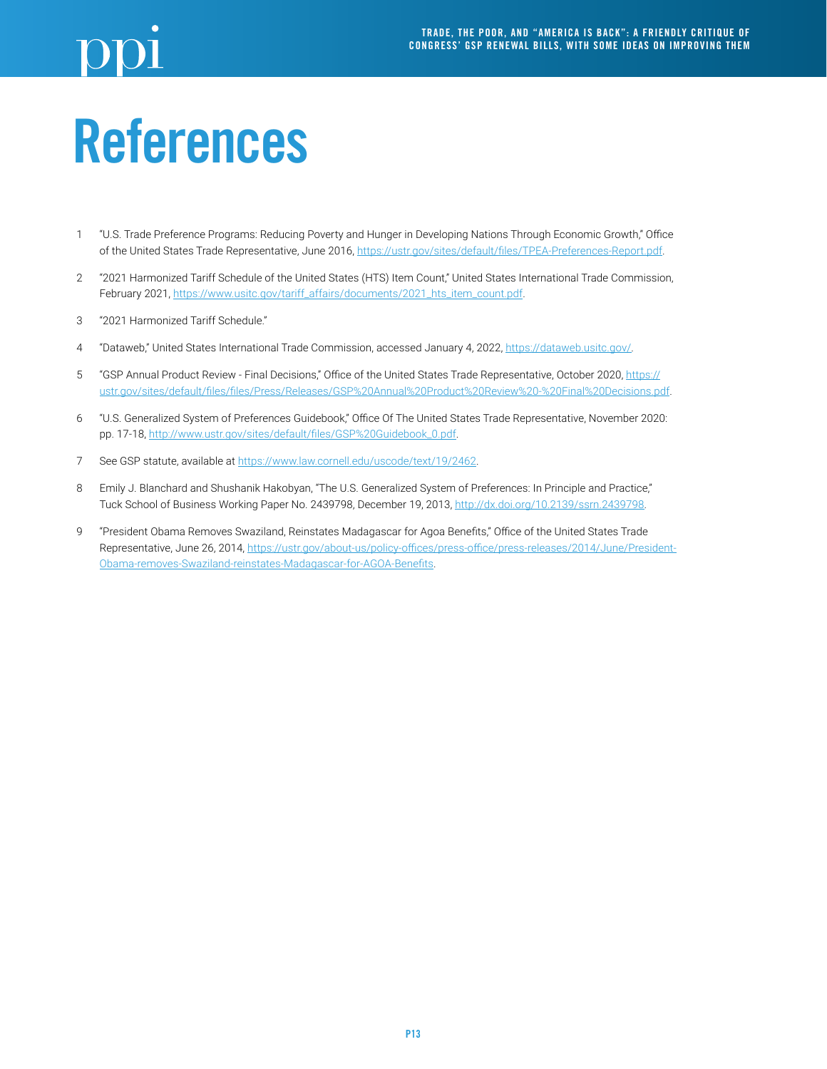# References

1. "U.S. Trade Preference Programs: Reducing Poverty and Hunger in Developing Nations Through Economic Growth," Office of the United States Trade Representative, June 2016, https://ustr.gov/sites/default/files/TPEA-Preferences-Report.pdf.

2. "2021 Harmonized Tariff Schedule of the United States (HTS) Item Count," United States International Trade Commission, February 2021, https://www.usitc.gov/tariff_affairs/documents/2021_hts_item_count.pdf.

3. "2021 Harmonized Tariff Schedule."

4. "Dataweb," United States International Trade Commission, accessed January 4, 2022, https://dataweb.usitc.gov/.

5. "GSP Annual Product Review - Final Decisions," Office of the United States Trade Representative, October 2020, https://ustr.gov/sites/default/files/files/Press/Releases/GSP%20Annual%20Product%20Review%20-%20Final%20Decisions.pdf.

6. "U.S. Generalized System of Preferences Guidebook," Office Of The United States Trade Representative, November 2020: pp. 17-18, http://www.ustr.gov/sites/default/files/GSP%20Guidebook_0.pdf.

7. See GSP statute, available at https://www.law.cornell.edu/uscode/text/19/2462.

8. Emily J. Blanchard and Shushanik Hakobyan, "The U.S. Generalized System of Preferences: In Principle and Practice," Tuck School of Business Working Paper No. 2439798, December 19, 2013, http://dx.doi.org/10.2139/ssrn.2439798.

9. "President Obama Removes Swaziland, Reinstates Madagascar for Agoa Benefits," Office of the United States Trade Representative, June 26, 2014, https://ustr.gov/about-us/policy-offices/press-office/press-releases/2014/June/President-Obama-removes-Swaziland-reinstates-Madagascar-for-AGOA-Benefits.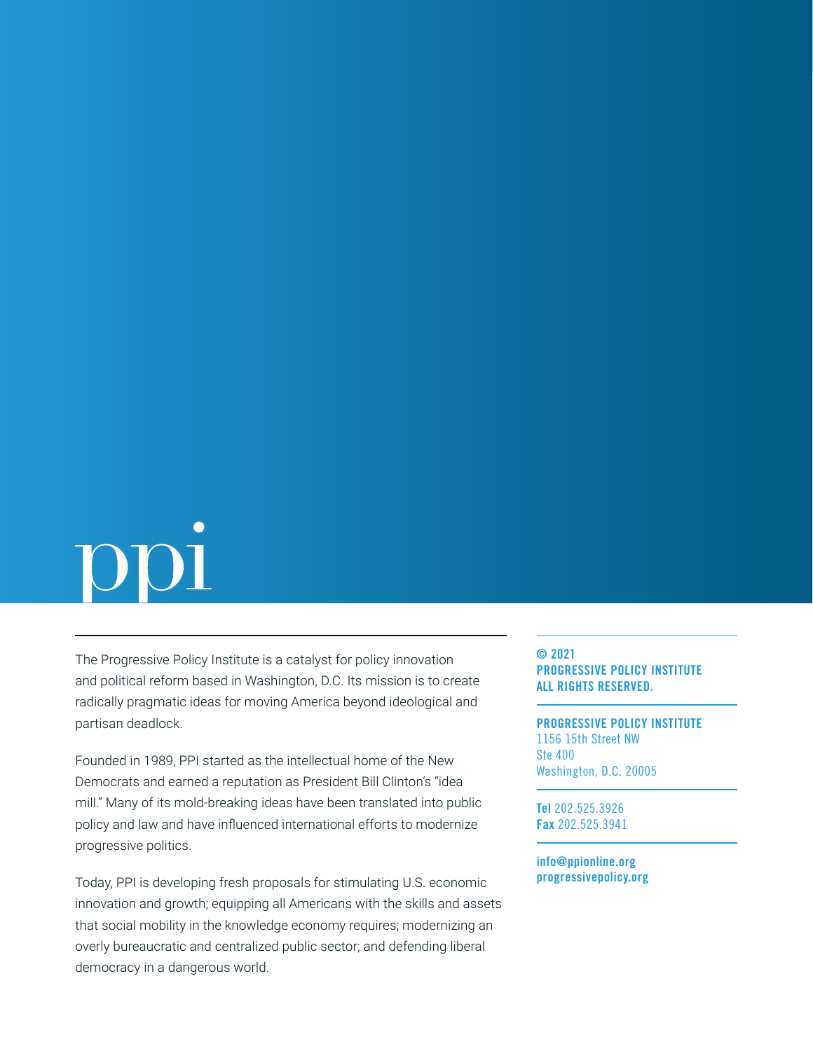ppi

The Progressive Policy Institute is a catalyst for policy innovation and political reform based in Washington, D.C. Its mission is to create radically pragmatic ideas for moving America beyond ideological and partisan deadlock.

Founded in 1989, PPI started as the intellectual home of the New Democrats and earned a reputation as President Bill Clinton's "idea mill." Many of its mold-breaking ideas have been translated into public policy and law and have influenced international efforts to modernize progressive politics.

Today, PPI is developing fresh proposals for stimulating U.S. economic innovation and growth; equipping all Americans with the skills and assets that social mobility in the knowledge economy requires; modernizing an overly bureaucratic and centralized public sector; and defending liberal democracy in a dangerous world.

**© 2021**
**PROGRESSIVE POLICY INSTITUTE**
**ALL RIGHTS RESERVED.**

**PROGRESSIVE POLICY INSTITUTE**
1156 15th Street NW
Ste 400
Washington, D.C. 20005

**Tel** 202.525.3926
**Fax** 202.525.3941

**info@ppionline.org**
**progressivepolicy.org**